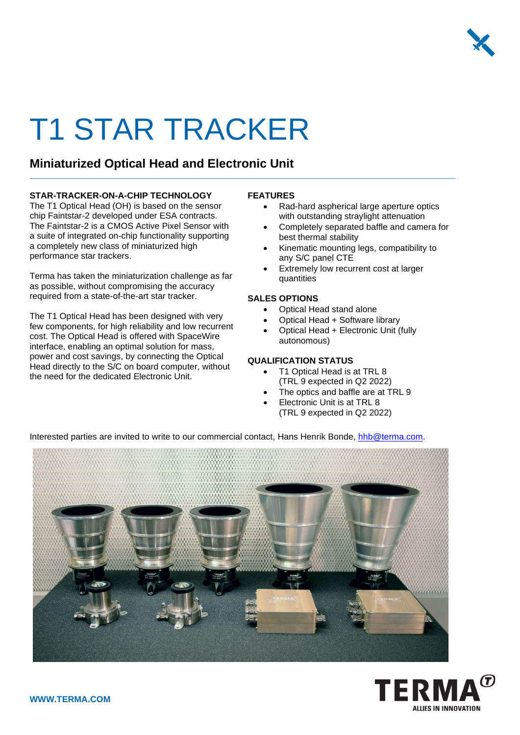# T1 STAR TRACKER

## Miniaturized Optical Head and Electronic Unit

**STAR-TRACKER-ON-A-CHIP TECHNOLOGY**

The T1 Optical Head (OH) is based on the sensor chip Faintstar-2 developed under ESA contracts. The Faintstar-2 is a CMOS Active Pixel Sensor with a suite of integrated on-chip functionality supporting a completely new class of miniaturized high performance star trackers.

Terma has taken the miniaturization challenge as far as possible, without compromising the accuracy required from a state-of-the-art star tracker.

The T1 Optical Head has been designed with very few components, for high reliability and low recurrent cost. The Optical Head is offered with SpaceWire interface, enabling an optimal solution for mass, power and cost savings, by connecting the Optical Head directly to the S/C on board computer, without the need for the dedicated Electronic Unit.

**FEATURES**

- Rad-hard aspherical large aperture optics with outstanding straylight attenuation
- Completely separated baffle and camera for best thermal stability
- Kinematic mounting legs, compatibility to any S/C panel CTE
- Extremely low recurrent cost at larger quantities

**SALES OPTIONS**

- Optical Head stand alone
- Optical Head + Software library
- Optical Head + Electronic Unit (fully autonomous)

**QUALIFICATION STATUS**

- T1 Optical Head is at TRL 8 (TRL 9 expected in Q2 2022)
- The optics and baffle are at TRL 9
- Electronic Unit is at TRL 8 (TRL 9 expected in Q2 2022)

Interested parties are invited to write to our commercial contact, Hans Henrik Bonde, hhb@terma.com.

**WWW.TERMA.COM**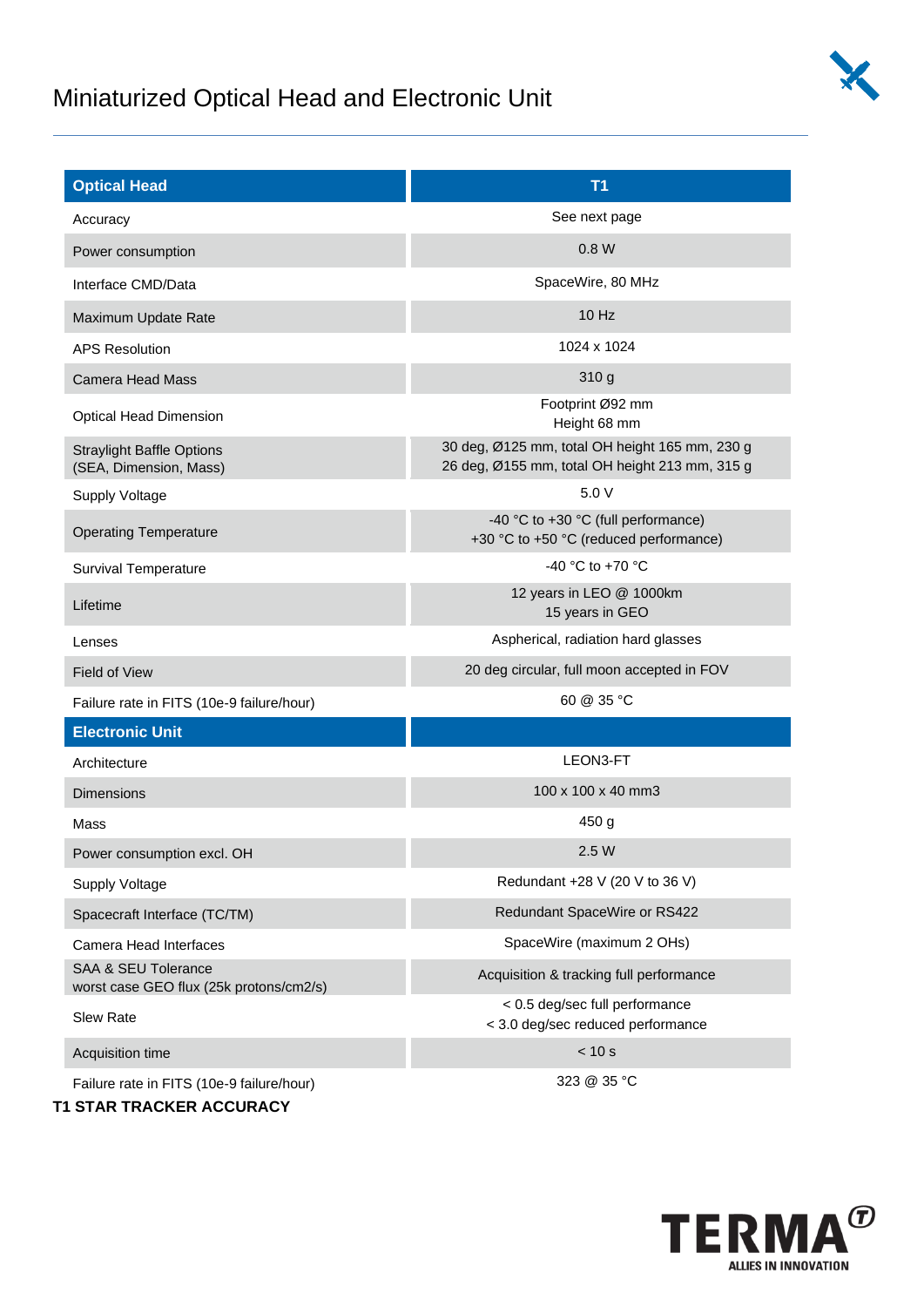# Miniaturized Optical Head and Electronic Unit

| Optical Head | T1 |
|---|---|
| Accuracy | See next page |
| Power consumption | 0.8 W |
| Interface CMD/Data | SpaceWire, 80 MHz |
| Maximum Update Rate | 10 Hz |
| APS Resolution | 1024 x 1024 |
| Camera Head Mass | 310 g |
| Optical Head Dimension | Footprint Ø92 mm<br>Height 68 mm |
| Straylight Baffle Options<br>(SEA, Dimension, Mass) | 30 deg, Ø125 mm, total OH height 165 mm, 230 g<br>26 deg, Ø155 mm, total OH height 213 mm, 315 g |
| Supply Voltage | 5.0 V |
| Operating Temperature | -40 °C to +30 °C (full performance)<br>+30 °C to +50 °C (reduced performance) |
| Survival Temperature | -40 °C to +70 °C |
| Lifetime | 12 years in LEO @ 1000km<br>15 years in GEO |
| Lenses | Aspherical, radiation hard glasses |
| Field of View | 20 deg circular, full moon accepted in FOV |
| Failure rate in FITS (10e-9 failure/hour) | 60 @ 35 °C |
| **Electronic Unit** | |
| Architecture | LEON3-FT |
| Dimensions | 100 x 100 x 40 mm3 |
| Mass | 450 g |
| Power consumption excl. OH | 2.5 W |
| Supply Voltage | Redundant +28 V (20 V to 36 V) |
| Spacecraft Interface (TC/TM) | Redundant SpaceWire or RS422 |
| Camera Head Interfaces | SpaceWire (maximum 2 OHs) |
| SAA & SEU Tolerance<br>worst case GEO flux (25k protons/cm2/s) | Acquisition & tracking full performance |
| Slew Rate | < 0.5 deg/sec full performance<br>< 3.0 deg/sec reduced performance |
| Acquisition time | < 10 s |
| Failure rate in FITS (10e-9 failure/hour) | 323 @ 35 °C |

**T1 STAR TRACKER ACCURACY**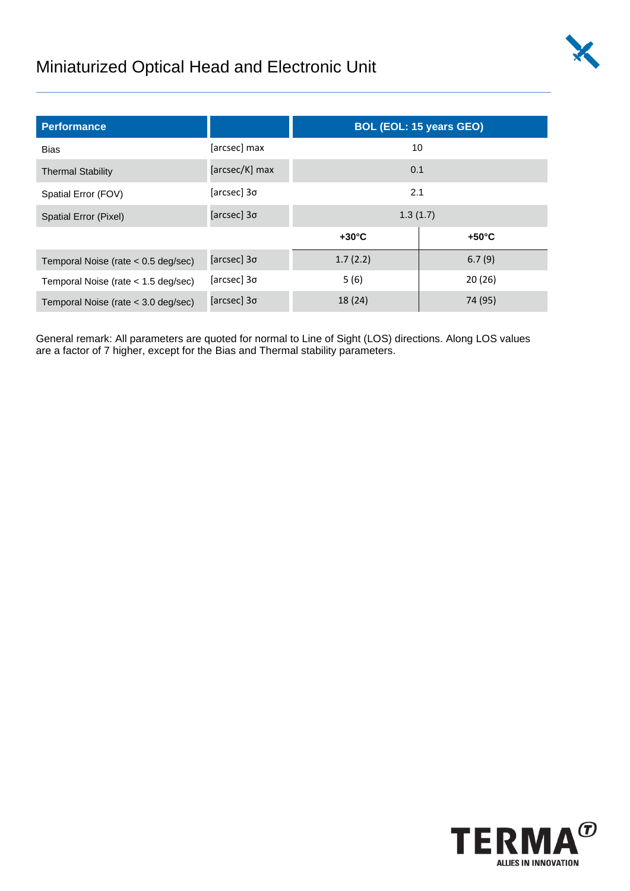# Miniaturized Optical Head and Electronic Unit

| Performance | | BOL (EOL: 15 years GEO) | |
|---|---|---|---|
| Bias | [arcsec] max | 10 | |
| Thermal Stability | [arcsec/K] max | 0.1 | |
| Spatial Error (FOV) | [arcsec] 3σ | 2.1 | |
| Spatial Error (Pixel) | [arcsec] 3σ | 1.3 (1.7) | |
| | | **+30°C** | **+50°C** |
| Temporal Noise (rate < 0.5 deg/sec) | [arcsec] 3σ | 1.7 (2.2) | 6.7 (9) |
| Temporal Noise (rate < 1.5 deg/sec) | [arcsec] 3σ | 5 (6) | 20 (26) |
| Temporal Noise (rate < 3.0 deg/sec) | [arcsec] 3σ | 18 (24) | 74 (95) |

General remark: All parameters are quoted for normal to Line of Sight (LOS) directions. Along LOS values are a factor of 7 higher, except for the Bias and Thermal stability parameters.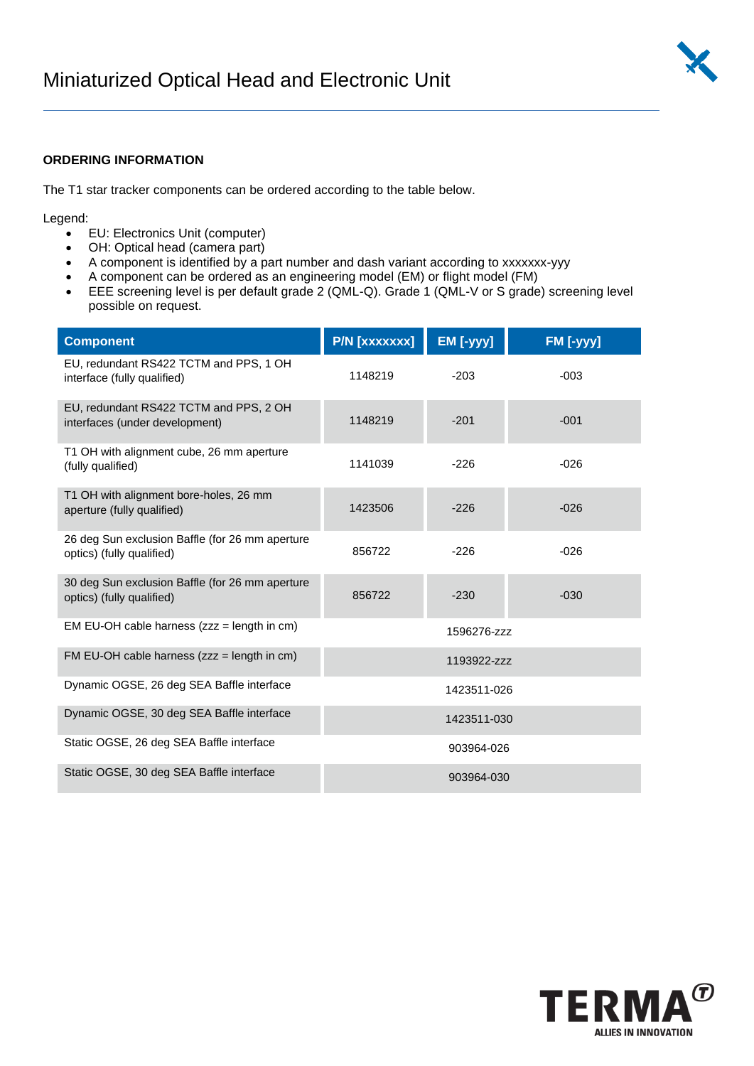## ORDERING INFORMATION

The T1 star tracker components can be ordered according to the table below.

Legend:

- EU: Electronics Unit (computer)
- OH: Optical head (camera part)
- A component is identified by a part number and dash variant according to xxxxxxx-yyy
- A component can be ordered as an engineering model (EM) or flight model (FM)
- EEE screening level is per default grade 2 (QML-Q). Grade 1 (QML-V or S grade) screening level possible on request.

| Component | P/N [xxxxxxx] | EM [-yyy] | FM [-yyy] |
|---|---|---|---|
| EU, redundant RS422 TCTM and PPS, 1 OH interface (fully qualified) | 1148219 | -203 | -003 |
| EU, redundant RS422 TCTM and PPS, 2 OH interfaces (under development) | 1148219 | -201 | -001 |
| T1 OH with alignment cube, 26 mm aperture (fully qualified) | 1141039 | -226 | -026 |
| T1 OH with alignment bore-holes, 26 mm aperture (fully qualified) | 1423506 | -226 | -026 |
| 26 deg Sun exclusion Baffle (for 26 mm aperture optics) (fully qualified) | 856722 | -226 | -026 |
| 30 deg Sun exclusion Baffle (for 26 mm aperture optics) (fully qualified) | 856722 | -230 | -030 |
| EM EU-OH cable harness (zzz = length in cm) | 1596276-zzz | | |
| FM EU-OH cable harness (zzz = length in cm) | 1193922-zzz | | |
| Dynamic OGSE, 26 deg SEA Baffle interface | 1423511-026 | | |
| Dynamic OGSE, 30 deg SEA Baffle interface | 1423511-030 | | |
| Static OGSE, 26 deg SEA Baffle interface | 903964-026 | | |
| Static OGSE, 30 deg SEA Baffle interface | 903964-030 | | |